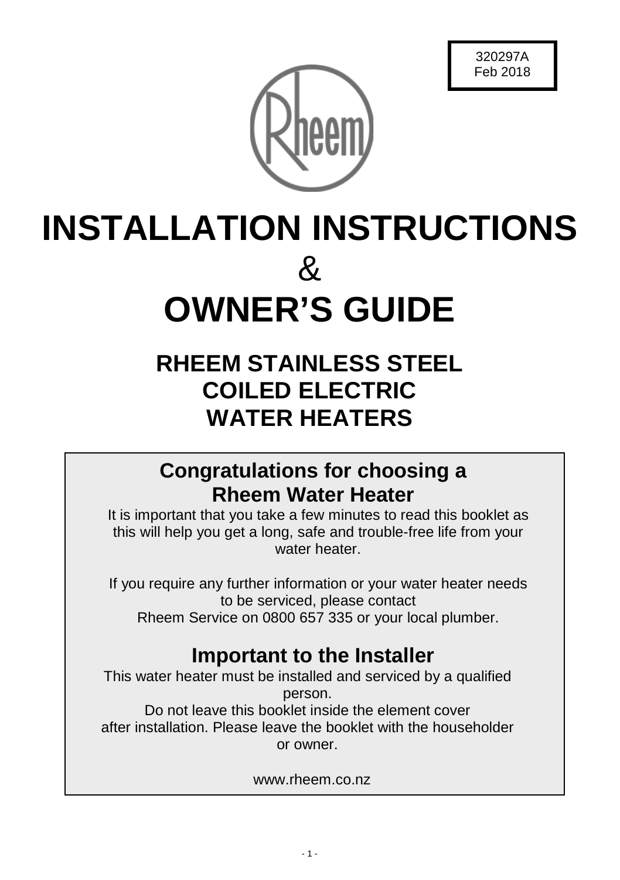320297A
Feb 2018

# INSTALLATION INSTRUCTIONS

&

# OWNER'S GUIDE

## RHEEM STAINLESS STEEL COILED ELECTRIC WATER HEATERS

### Congratulations for choosing a Rheem Water Heater

It is important that you take a few minutes to read this booklet as this will help you get a long, safe and trouble-free life from your water heater.

If you require any further information or your water heater needs to be serviced, please contact Rheem Service on 0800 657 335 or your local plumber.

### Important to the Installer

This water heater must be installed and serviced by a qualified person.

Do not leave this booklet inside the element cover after installation. Please leave the booklet with the householder or owner.

www.rheem.co.nz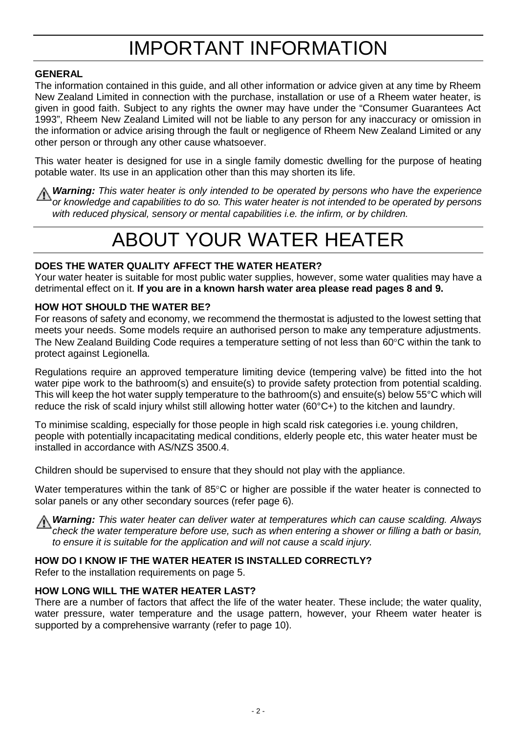# IMPORTANT INFORMATION

**GENERAL**

The information contained in this guide, and all other information or advice given at any time by Rheem New Zealand Limited in connection with the purchase, installation or use of a Rheem water heater, is given in good faith. Subject to any rights the owner may have under the "Consumer Guarantees Act 1993", Rheem New Zealand Limited will not be liable to any person for any inaccuracy or omission in the information or advice arising through the fault or negligence of Rheem New Zealand Limited or any other person or through any other cause whatsoever.

This water heater is designed for use in a single family domestic dwelling for the purpose of heating potable water. Its use in an application other than this may shorten its life.

⚠ ***Warning:*** *This water heater is only intended to be operated by persons who have the experience or knowledge and capabilities to do so. This water heater is not intended to be operated by persons with reduced physical, sensory or mental capabilities i.e. the infirm, or by children.*

# ABOUT YOUR WATER HEATER

**DOES THE WATER QUALITY AFFECT THE WATER HEATER?**

Your water heater is suitable for most public water supplies, however, some water qualities may have a detrimental effect on it. **If you are in a known harsh water area please read pages 8 and 9.**

**HOW HOT SHOULD THE WATER BE?**

For reasons of safety and economy, we recommend the thermostat is adjusted to the lowest setting that meets your needs. Some models require an authorised person to make any temperature adjustments. The New Zealand Building Code requires a temperature setting of not less than 60°C within the tank to protect against Legionella.

Regulations require an approved temperature limiting device (tempering valve) be fitted into the hot water pipe work to the bathroom(s) and ensuite(s) to provide safety protection from potential scalding. This will keep the hot water supply temperature to the bathroom(s) and ensuite(s) below 55°C which will reduce the risk of scald injury whilst still allowing hotter water (60°C+) to the kitchen and laundry.

To minimise scalding, especially for those people in high scald risk categories i.e. young children, people with potentially incapacitating medical conditions, elderly people etc, this water heater must be installed in accordance with AS/NZS 3500.4.

Children should be supervised to ensure that they should not play with the appliance.

Water temperatures within the tank of 85°C or higher are possible if the water heater is connected to solar panels or any other secondary sources (refer page 6).

⚠ ***Warning:*** *This water heater can deliver water at temperatures which can cause scalding. Always check the water temperature before use, such as when entering a shower or filling a bath or basin, to ensure it is suitable for the application and will not cause a scald injury.*

**HOW DO I KNOW IF THE WATER HEATER IS INSTALLED CORRECTLY?**

Refer to the installation requirements on page 5.

**HOW LONG WILL THE WATER HEATER LAST?**

There are a number of factors that affect the life of the water heater. These include; the water quality, water pressure, water temperature and the usage pattern, however, your Rheem water heater is supported by a comprehensive warranty (refer to page 10).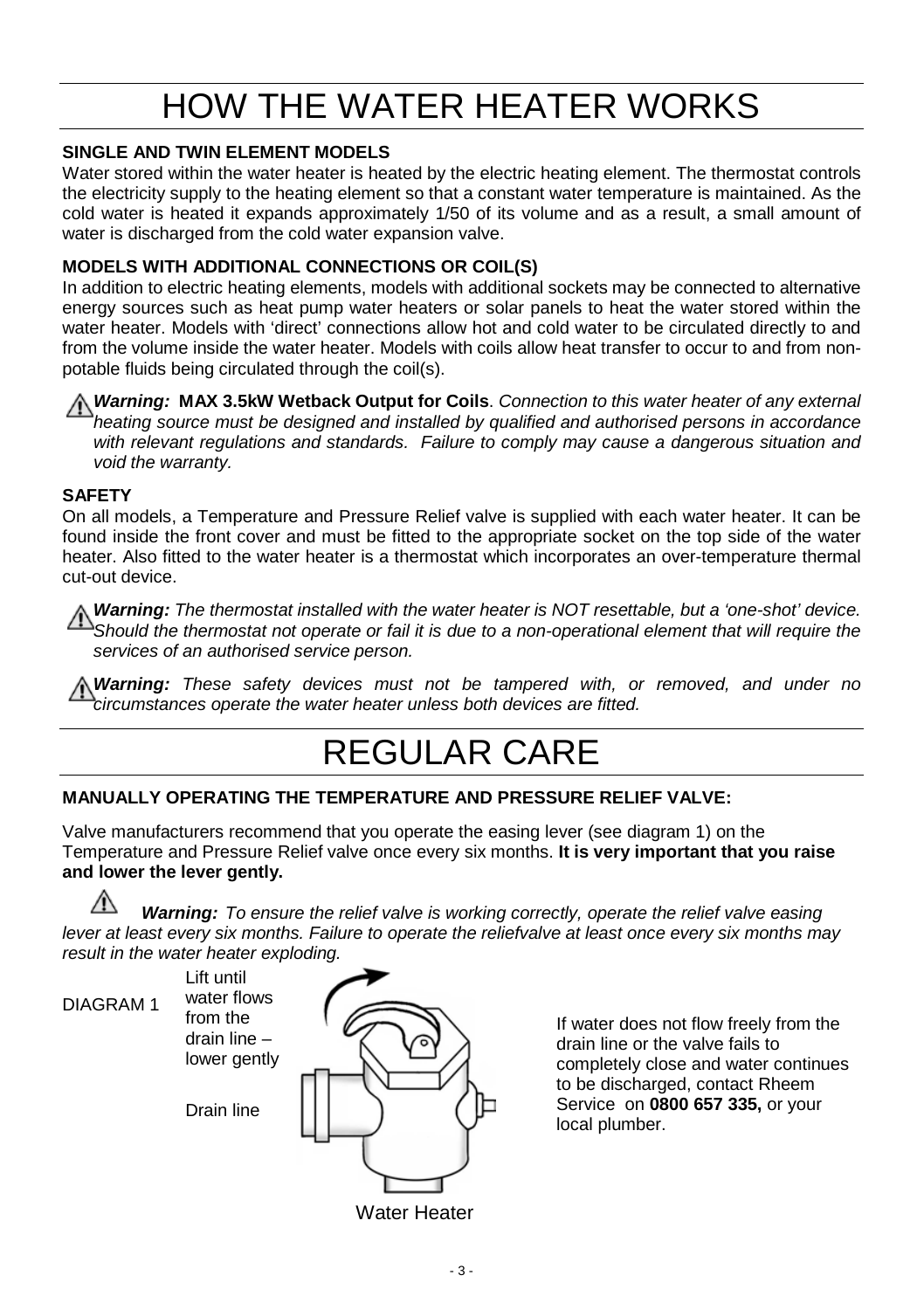# HOW THE WATER HEATER WORKS

**SINGLE AND TWIN ELEMENT MODELS**

Water stored within the water heater is heated by the electric heating element. The thermostat controls the electricity supply to the heating element so that a constant water temperature is maintained. As the cold water is heated it expands approximately 1/50 of its volume and as a result, a small amount of water is discharged from the cold water expansion valve.

**MODELS WITH ADDITIONAL CONNECTIONS OR COIL(S)**

In addition to electric heating elements, models with additional sockets may be connected to alternative energy sources such as heat pump water heaters or solar panels to heat the water stored within the water heater. Models with 'direct' connections allow hot and cold water to be circulated directly to and from the volume inside the water heater. Models with coils allow heat transfer to occur to and from non-potable fluids being circulated through the coil(s).

⚠ ***Warning:*** **MAX 3.5kW Wetback Output for Coils**. *Connection to this water heater of any external heating source must be designed and installed by qualified and authorised persons in accordance with relevant regulations and standards. Failure to comply may cause a dangerous situation and void the warranty.*

**SAFETY**

On all models, a Temperature and Pressure Relief valve is supplied with each water heater. It can be found inside the front cover and must be fitted to the appropriate socket on the top side of the water heater. Also fitted to the water heater is a thermostat which incorporates an over-temperature thermal cut-out device.

⚠ ***Warning:*** *The thermostat installed with the water heater is NOT resettable, but a 'one-shot' device. Should the thermostat not operate or fail it is due to a non-operational element that will require the services of an authorised service person.*

⚠ ***Warning:*** *These safety devices must not be tampered with, or removed, and under no circumstances operate the water heater unless both devices are fitted.*

# REGULAR CARE

**MANUALLY OPERATING THE TEMPERATURE AND PRESSURE RELIEF VALVE:**

Valve manufacturers recommend that you operate the easing lever (see diagram 1) on the Temperature and Pressure Relief valve once every six months. **It is very important that you raise and lower the lever gently.**

⚠ ***Warning:*** *To ensure the relief valve is working correctly, operate the relief valve easing lever at least every six months. Failure to operate the reliefvalve at least once every six months may result in the water heater exploding.*

DIAGRAM 1

Lift until water flows from the drain line – lower gently

Drain line

Water Heater

If water does not flow freely from the drain line or the valve fails to completely close and water continues to be discharged, contact Rheem Service on **0800 657 335,** or your local plumber.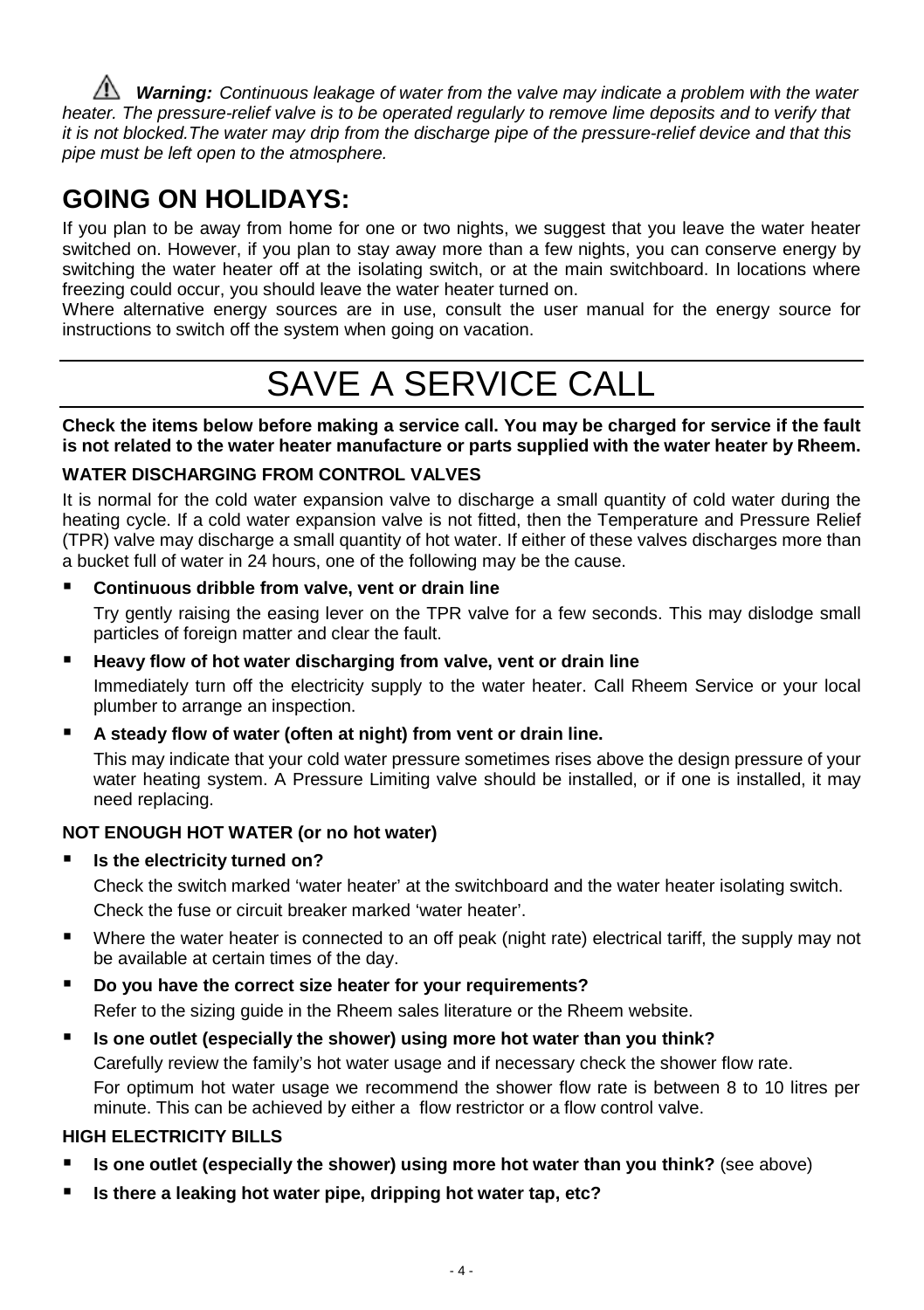⚠ ***Warning:*** *Continuous leakage of water from the valve may indicate a problem with the water heater. The pressure-relief valve is to be operated regularly to remove lime deposits and to verify that it is not blocked.The water may drip from the discharge pipe of the pressure-relief device and that this pipe must be left open to the atmosphere.*

## GOING ON HOLIDAYS:

If you plan to be away from home for one or two nights, we suggest that you leave the water heater switched on. However, if you plan to stay away more than a few nights, you can conserve energy by switching the water heater off at the isolating switch, or at the main switchboard. In locations where freezing could occur, you should leave the water heater turned on.

Where alternative energy sources are in use, consult the user manual for the energy source for instructions to switch off the system when going on vacation.

# SAVE A SERVICE CALL

**Check the items below before making a service call. You may be charged for service if the fault is not related to the water heater manufacture or parts supplied with the water heater by Rheem.**

### WATER DISCHARGING FROM CONTROL VALVES

It is normal for the cold water expansion valve to discharge a small quantity of cold water during the heating cycle. If a cold water expansion valve is not fitted, then the Temperature and Pressure Relief (TPR) valve may discharge a small quantity of hot water. If either of these valves discharges more than a bucket full of water in 24 hours, one of the following may be the cause.

- **Continuous dribble from valve, vent or drain line**

  Try gently raising the easing lever on the TPR valve for a few seconds. This may dislodge small particles of foreign matter and clear the fault.

- **Heavy flow of hot water discharging from valve, vent or drain line**

  Immediately turn off the electricity supply to the water heater. Call Rheem Service or your local plumber to arrange an inspection.

- **A steady flow of water (often at night) from vent or drain line.**

  This may indicate that your cold water pressure sometimes rises above the design pressure of your water heating system. A Pressure Limiting valve should be installed, or if one is installed, it may need replacing.

### NOT ENOUGH HOT WATER (or no hot water)

- **Is the electricity turned on?**

  Check the switch marked 'water heater' at the switchboard and the water heater isolating switch.

  Check the fuse or circuit breaker marked 'water heater'.

- Where the water heater is connected to an off peak (night rate) electrical tariff, the supply may not be available at certain times of the day.

- **Do you have the correct size heater for your requirements?**

  Refer to the sizing guide in the Rheem sales literature or the Rheem website.

- **Is one outlet (especially the shower) using more hot water than you think?**

  Carefully review the family's hot water usage and if necessary check the shower flow rate.

  For optimum hot water usage we recommend the shower flow rate is between 8 to 10 litres per minute. This can be achieved by either a flow restrictor or a flow control valve.

### HIGH ELECTRICITY BILLS

- **Is one outlet (especially the shower) using more hot water than you think?** (see above)
- **Is there a leaking hot water pipe, dripping hot water tap, etc?**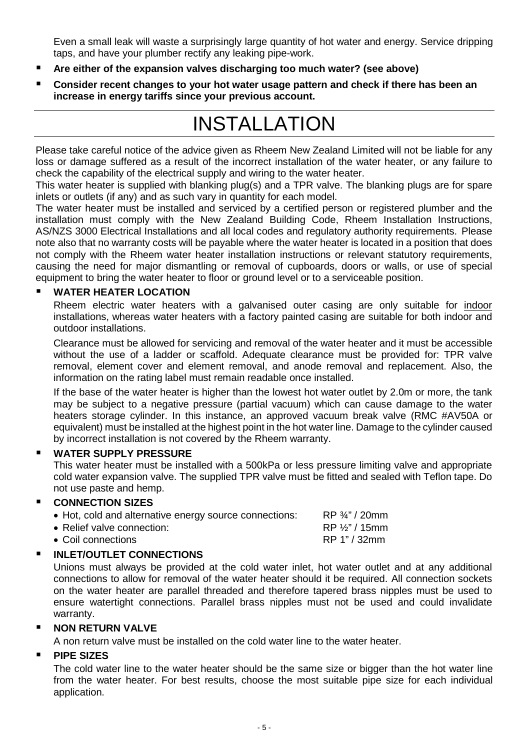Even a small leak will waste a surprisingly large quantity of hot water and energy. Service dripping taps, and have your plumber rectify any leaking pipe-work.

- **Are either of the expansion valves discharging too much water? (see above)**
- **Consider recent changes to your hot water usage pattern and check if there has been an increase in energy tariffs since your previous account.**

# INSTALLATION

Please take careful notice of the advice given as Rheem New Zealand Limited will not be liable for any loss or damage suffered as a result of the incorrect installation of the water heater, or any failure to check the capability of the electrical supply and wiring to the water heater.

This water heater is supplied with blanking plug(s) and a TPR valve. The blanking plugs are for spare inlets or outlets (if any) and as such vary in quantity for each model.

The water heater must be installed and serviced by a certified person or registered plumber and the installation must comply with the New Zealand Building Code, Rheem Installation Instructions, AS/NZS 3000 Electrical Installations and all local codes and regulatory authority requirements. Please note also that no warranty costs will be payable where the water heater is located in a position that does not comply with the Rheem water heater installation instructions or relevant statutory requirements, causing the need for major dismantling or removal of cupboards, doors or walls, or use of special equipment to bring the water heater to floor or ground level or to a serviceable position.

- **WATER HEATER LOCATION**

  Rheem electric water heaters with a galvanised outer casing are only suitable for indoor installations, whereas water heaters with a factory painted casing are suitable for both indoor and outdoor installations.

  Clearance must be allowed for servicing and removal of the water heater and it must be accessible without the use of a ladder or scaffold. Adequate clearance must be provided for: TPR valve removal, element cover and element removal, and anode removal and replacement. Also, the information on the rating label must remain readable once installed.

  If the base of the water heater is higher than the lowest hot water outlet by 2.0m or more, the tank may be subject to a negative pressure (partial vacuum) which can cause damage to the water heaters storage cylinder. In this instance, an approved vacuum break valve (RMC #AV50A or equivalent) must be installed at the highest point in the hot water line. Damage to the cylinder caused by incorrect installation is not covered by the Rheem warranty.

- **WATER SUPPLY PRESSURE**

  This water heater must be installed with a 500kPa or less pressure limiting valve and appropriate cold water expansion valve. The supplied TPR valve must be fitted and sealed with Teflon tape. Do not use paste and hemp.

- **CONNECTION SIZES**
  - Hot, cold and alternative energy source connections: RP ¾" / 20mm
  - Relief valve connection: RP ½" / 15mm
  - Coil connections RP 1" / 32mm

- **INLET/OUTLET CONNECTIONS**

  Unions must always be provided at the cold water inlet, hot water outlet and at any additional connections to allow for removal of the water heater should it be required. All connection sockets on the water heater are parallel threaded and therefore tapered brass nipples must be used to ensure watertight connections. Parallel brass nipples must not be used and could invalidate warranty.

- **NON RETURN VALVE**

  A non return valve must be installed on the cold water line to the water heater.

- **PIPE SIZES**

  The cold water line to the water heater should be the same size or bigger than the hot water line from the water heater. For best results, choose the most suitable pipe size for each individual application.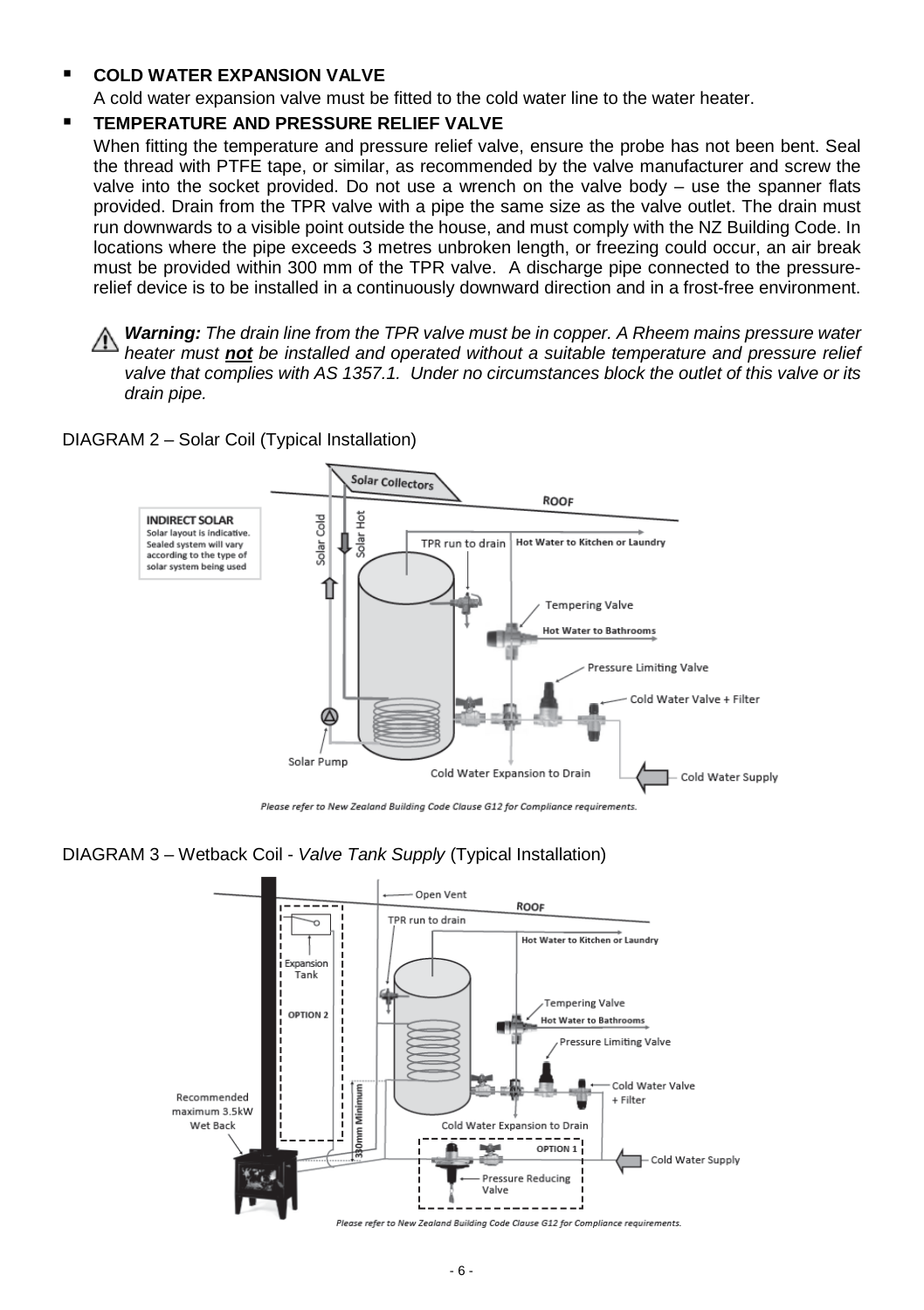- **COLD WATER EXPANSION VALVE**

  A cold water expansion valve must be fitted to the cold water line to the water heater.

- **TEMPERATURE AND PRESSURE RELIEF VALVE**

  When fitting the temperature and pressure relief valve, ensure the probe has not been bent. Seal the thread with PTFE tape, or similar, as recommended by the valve manufacturer and screw the valve into the socket provided. Do not use a wrench on the valve body – use the spanner flats provided. Drain from the TPR valve with a pipe the same size as the valve outlet. The drain must run downwards to a visible point outside the house, and must comply with the NZ Building Code. In locations where the pipe exceeds 3 metres unbroken length, or freezing could occur, an air break must be provided within 300 mm of the TPR valve. A discharge pipe connected to the pressure-relief device is to be installed in a continuously downward direction and in a frost-free environment.

  ⚠ ***Warning:*** *The drain line from the TPR valve must be in copper. A Rheem mains pressure water heater must* ***not*** *be installed and operated without a suitable temperature and pressure relief valve that complies with AS 1357.1. Under no circumstances block the outlet of this valve or its drain pipe.*

DIAGRAM 2 – Solar Coil (Typical Installation)

**INDIRECT SOLAR**
Solar layout is indicative. Sealed system will vary according to the type of solar system being used

Solar Collectors · ROOF · Solar Cold · Solar Hot · TPR run to drain · Hot Water to Kitchen or Laundry · Tempering Valve · Hot Water to Bathrooms · Pressure Limiting Valve · Cold Water Valve + Filter · Solar Pump · Cold Water Expansion to Drain · Cold Water Supply

*Please refer to New Zealand Building Code Clause G12 for Compliance requirements.*

DIAGRAM 3 – Wetback Coil - *Valve Tank Supply* (Typical Installation)

Open Vent · ROOF · TPR run to drain · Hot Water to Kitchen or Laundry · Expansion Tank · OPTION 2 · Tempering Valve · Hot Water to Bathrooms · Pressure Limiting Valve · Cold Water Valve + Filter · Recommended maximum 3.5kW Wet Back · 300mm Minimum · Cold Water Expansion to Drain · OPTION 1 · Cold Water Supply · Pressure Reducing Valve

*Please refer to New Zealand Building Code Clause G12 for Compliance requirements.*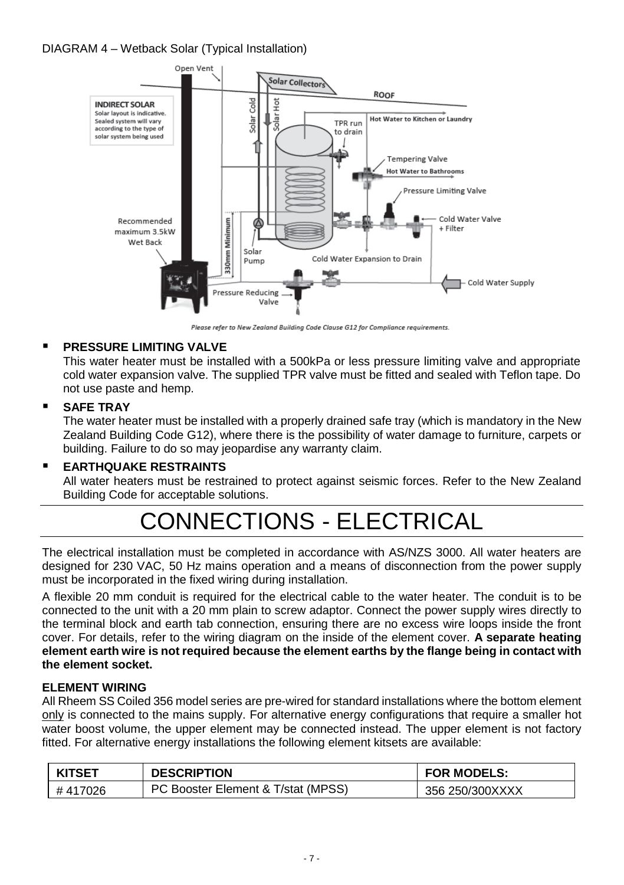DIAGRAM 4 – Wetback Solar (Typical Installation)

*Please refer to New Zealand Building Code Clause G12 for Compliance requirements.*

- **PRESSURE LIMITING VALVE**
  This water heater must be installed with a 500kPa or less pressure limiting valve and appropriate cold water expansion valve. The supplied TPR valve must be fitted and sealed with Teflon tape. Do not use paste and hemp.

- **SAFE TRAY**
  The water heater must be installed with a properly drained safe tray (which is mandatory in the New Zealand Building Code G12), where there is the possibility of water damage to furniture, carpets or building. Failure to do so may jeopardise any warranty claim.

- **EARTHQUAKE RESTRAINTS**
  All water heaters must be restrained to protect against seismic forces. Refer to the New Zealand Building Code for acceptable solutions.

# CONNECTIONS - ELECTRICAL

The electrical installation must be completed in accordance with AS/NZS 3000. All water heaters are designed for 230 VAC, 50 Hz mains operation and a means of disconnection from the power supply must be incorporated in the fixed wiring during installation.

A flexible 20 mm conduit is required for the electrical cable to the water heater. The conduit is to be connected to the unit with a 20 mm plain to screw adaptor. Connect the power supply wires directly to the terminal block and earth tab connection, ensuring there are no excess wire loops inside the front cover. For details, refer to the wiring diagram on the inside of the element cover. **A separate heating element earth wire is not required because the element earths by the flange being in contact with the element socket.**

### ELEMENT WIRING

All Rheem SS Coiled 356 model series are pre-wired for standard installations where the bottom element only is connected to the mains supply. For alternative energy configurations that require a smaller hot water boost volume, the upper element may be connected instead. The upper element is not factory fitted. For alternative energy installations the following element kitsets are available:

| KITSET | DESCRIPTION | FOR MODELS: |
|---|---|---|
| # 417026 | PC Booster Element & T/stat (MPSS) | 356 250/300XXXX |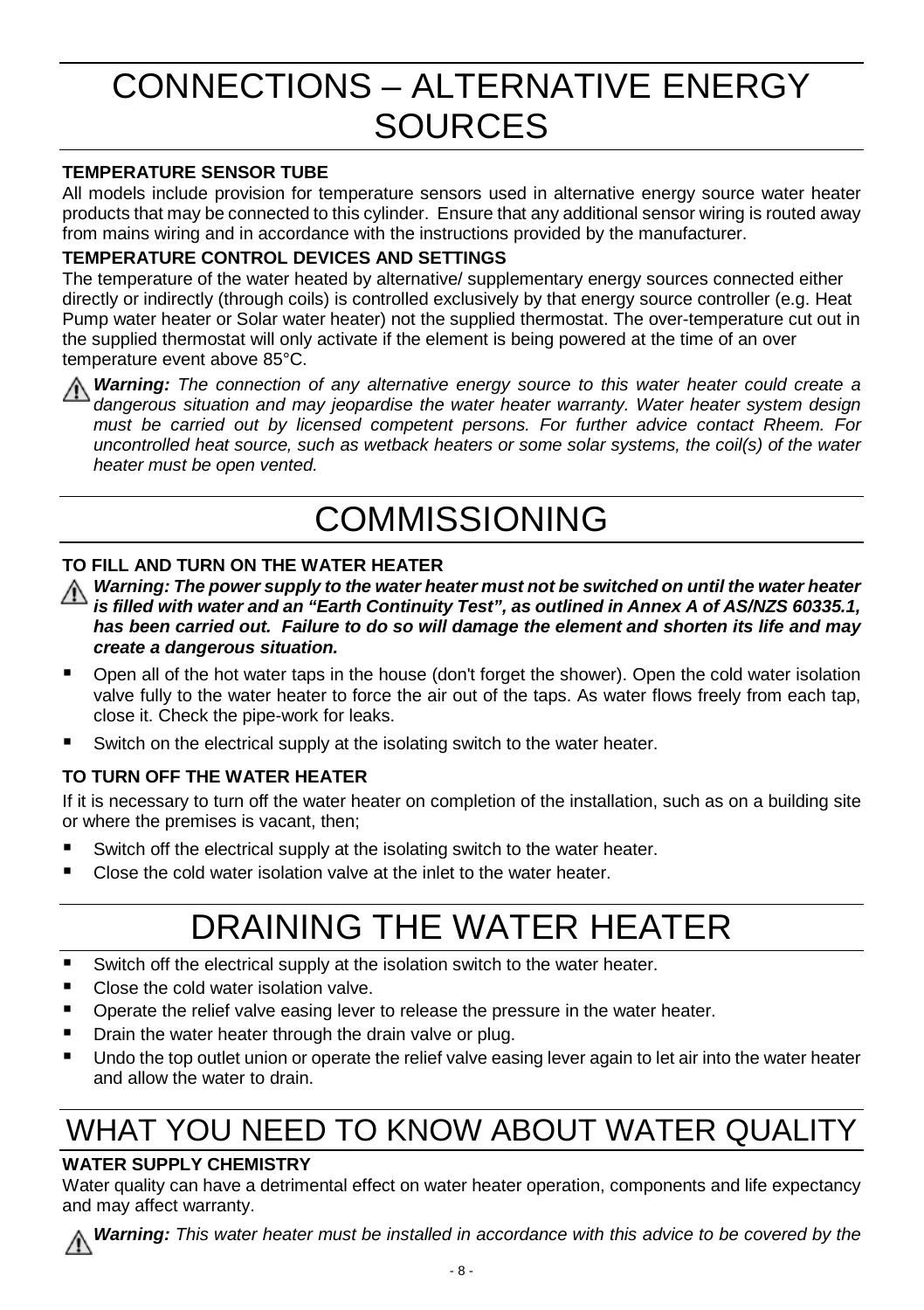# CONNECTIONS – ALTERNATIVE ENERGY SOURCES

### TEMPERATURE SENSOR TUBE

All models include provision for temperature sensors used in alternative energy source water heater products that may be connected to this cylinder. Ensure that any additional sensor wiring is routed away from mains wiring and in accordance with the instructions provided by the manufacturer.

### TEMPERATURE CONTROL DEVICES AND SETTINGS

The temperature of the water heated by alternative/ supplementary energy sources connected either directly or indirectly (through coils) is controlled exclusively by that energy source controller (e.g. Heat Pump water heater or Solar water heater) not the supplied thermostat. The over-temperature cut out in the supplied thermostat will only activate if the element is being powered at the time of an over temperature event above 85°C.

⚠ ***Warning:*** *The connection of any alternative energy source to this water heater could create a dangerous situation and may jeopardise the water heater warranty. Water heater system design must be carried out by licensed competent persons. For further advice contact Rheem. For uncontrolled heat source, such as wetback heaters or some solar systems, the coil(s) of the water heater must be open vented.*

# COMMISSIONING

### TO FILL AND TURN ON THE WATER HEATER

⚠ ***Warning: The power supply to the water heater must not be switched on until the water heater is filled with water and an "Earth Continuity Test", as outlined in Annex A of AS/NZS 60335.1, has been carried out. Failure to do so will damage the element and shorten its life and may create a dangerous situation.***

- Open all of the hot water taps in the house (don't forget the shower). Open the cold water isolation valve fully to the water heater to force the air out of the taps. As water flows freely from each tap, close it. Check the pipe-work for leaks.
- Switch on the electrical supply at the isolating switch to the water heater.

### TO TURN OFF THE WATER HEATER

If it is necessary to turn off the water heater on completion of the installation, such as on a building site or where the premises is vacant, then;

- Switch off the electrical supply at the isolating switch to the water heater.
- Close the cold water isolation valve at the inlet to the water heater.

# DRAINING THE WATER HEATER

- Switch off the electrical supply at the isolation switch to the water heater.
- Close the cold water isolation valve.
- Operate the relief valve easing lever to release the pressure in the water heater.
- Drain the water heater through the drain valve or plug.
- Undo the top outlet union or operate the relief valve easing lever again to let air into the water heater and allow the water to drain.

# WHAT YOU NEED TO KNOW ABOUT WATER QUALITY

### WATER SUPPLY CHEMISTRY

Water quality can have a detrimental effect on water heater operation, components and life expectancy and may affect warranty.

⚠ ***Warning:*** *This water heater must be installed in accordance with this advice to be covered by the*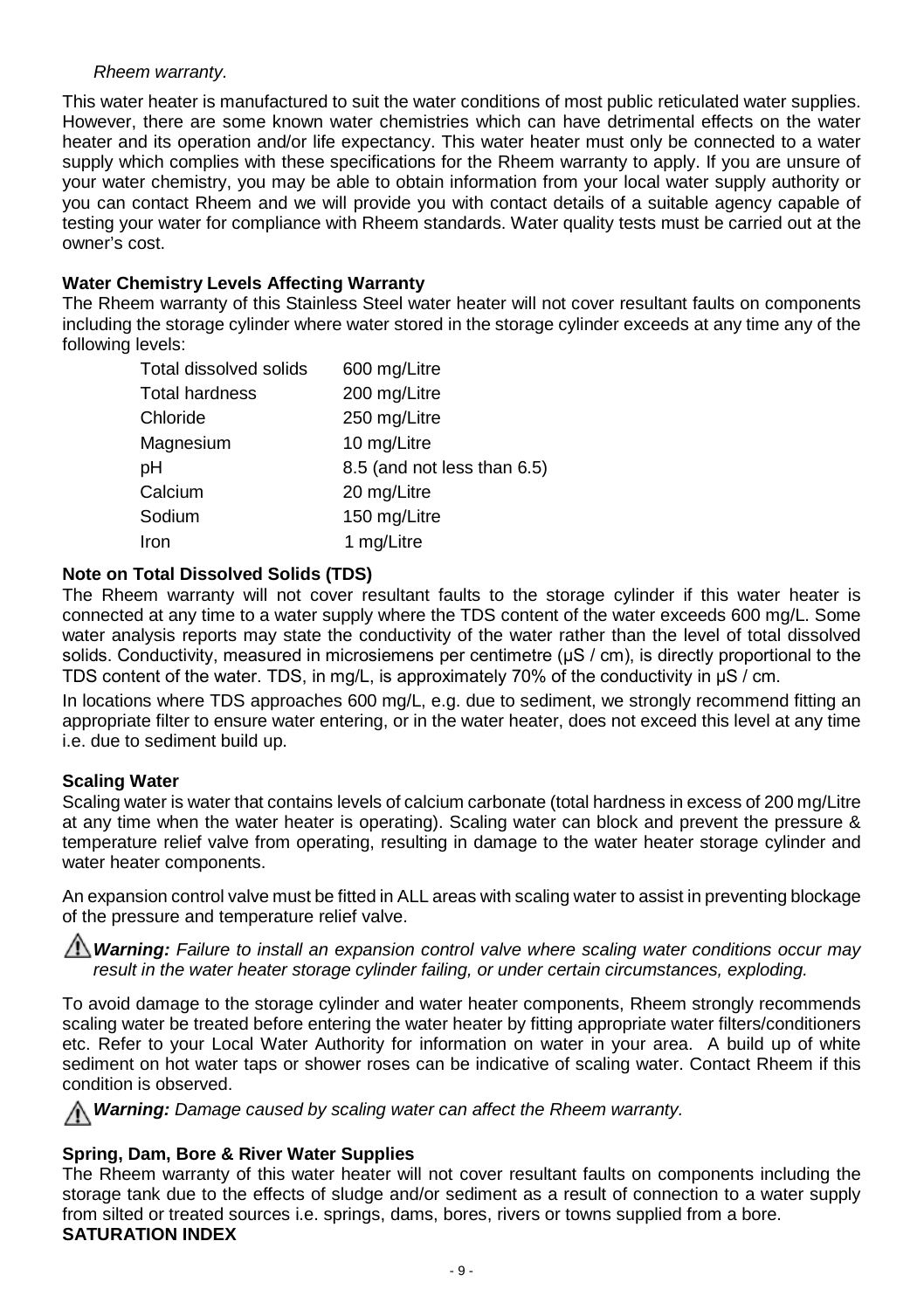*Rheem warranty.*

This water heater is manufactured to suit the water conditions of most public reticulated water supplies. However, there are some known water chemistries which can have detrimental effects on the water heater and its operation and/or life expectancy. This water heater must only be connected to a water supply which complies with these specifications for the Rheem warranty to apply. If you are unsure of your water chemistry, you may be able to obtain information from your local water supply authority or you can contact Rheem and we will provide you with contact details of a suitable agency capable of testing your water for compliance with Rheem standards. Water quality tests must be carried out at the owner's cost.

**Water Chemistry Levels Affecting Warranty**

The Rheem warranty of this Stainless Steel water heater will not cover resultant faults on components including the storage cylinder where water stored in the storage cylinder exceeds at any time any of the following levels:

| | |
|---|---|
| Total dissolved solids | 600 mg/Litre |
| Total hardness | 200 mg/Litre |
| Chloride | 250 mg/Litre |
| Magnesium | 10 mg/Litre |
| pH | 8.5 (and not less than 6.5) |
| Calcium | 20 mg/Litre |
| Sodium | 150 mg/Litre |
| Iron | 1 mg/Litre |

**Note on Total Dissolved Solids (TDS)**

The Rheem warranty will not cover resultant faults to the storage cylinder if this water heater is connected at any time to a water supply where the TDS content of the water exceeds 600 mg/L. Some water analysis reports may state the conductivity of the water rather than the level of total dissolved solids. Conductivity, measured in microsiemens per centimetre (μS / cm), is directly proportional to the TDS content of the water. TDS, in mg/L, is approximately 70% of the conductivity in μS / cm.

In locations where TDS approaches 600 mg/L, e.g. due to sediment, we strongly recommend fitting an appropriate filter to ensure water entering, or in the water heater, does not exceed this level at any time i.e. due to sediment build up.

**Scaling Water**

Scaling water is water that contains levels of calcium carbonate (total hardness in excess of 200 mg/Litre at any time when the water heater is operating). Scaling water can block and prevent the pressure & temperature relief valve from operating, resulting in damage to the water heater storage cylinder and water heater components.

An expansion control valve must be fitted in ALL areas with scaling water to assist in preventing blockage of the pressure and temperature relief valve.

⚠ ***Warning:*** *Failure to install an expansion control valve where scaling water conditions occur may result in the water heater storage cylinder failing, or under certain circumstances, exploding.*

To avoid damage to the storage cylinder and water heater components, Rheem strongly recommends scaling water be treated before entering the water heater by fitting appropriate water filters/conditioners etc. Refer to your Local Water Authority for information on water in your area. A build up of white sediment on hot water taps or shower roses can be indicative of scaling water. Contact Rheem if this condition is observed.

⚠ ***Warning:*** *Damage caused by scaling water can affect the Rheem warranty.*

**Spring, Dam, Bore & River Water Supplies**

The Rheem warranty of this water heater will not cover resultant faults on components including the storage tank due to the effects of sludge and/or sediment as a result of connection to a water supply from silted or treated sources i.e. springs, dams, bores, rivers or towns supplied from a bore.

**SATURATION INDEX**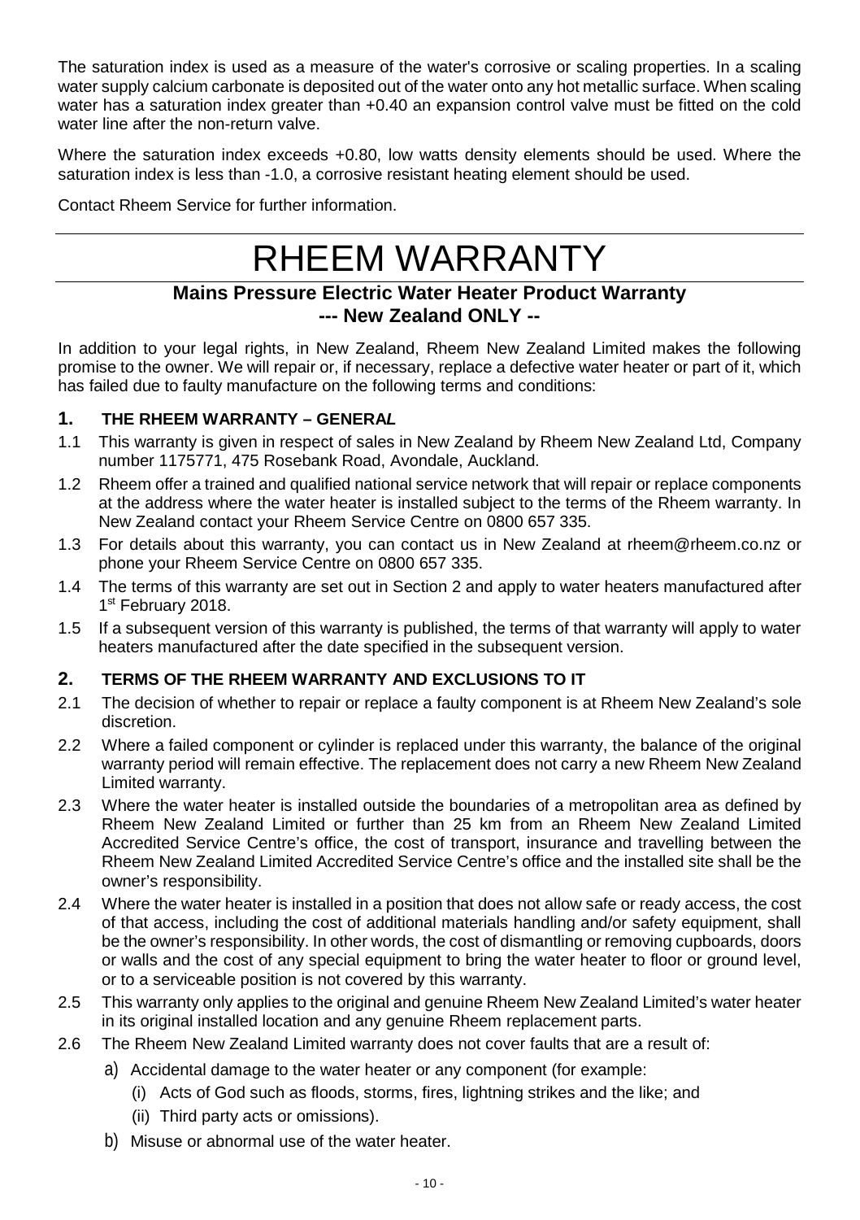The saturation index is used as a measure of the water's corrosive or scaling properties. In a scaling water supply calcium carbonate is deposited out of the water onto any hot metallic surface. When scaling water has a saturation index greater than +0.40 an expansion control valve must be fitted on the cold water line after the non-return valve.

Where the saturation index exceeds +0.80, low watts density elements should be used. Where the saturation index is less than -1.0, a corrosive resistant heating element should be used.

Contact Rheem Service for further information.

# RHEEM WARRANTY

## Mains Pressure Electric Water Heater Product Warranty --- New Zealand ONLY --

In addition to your legal rights, in New Zealand, Rheem New Zealand Limited makes the following promise to the owner. We will repair or, if necessary, replace a defective water heater or part of it, which has failed due to faulty manufacture on the following terms and conditions:

### 1. THE RHEEM WARRANTY – GENERAL

1.1 This warranty is given in respect of sales in New Zealand by Rheem New Zealand Ltd, Company number 1175771, 475 Rosebank Road, Avondale, Auckland.

1.2 Rheem offer a trained and qualified national service network that will repair or replace components at the address where the water heater is installed subject to the terms of the Rheem warranty. In New Zealand contact your Rheem Service Centre on 0800 657 335.

1.3 For details about this warranty, you can contact us in New Zealand at rheem@rheem.co.nz or phone your Rheem Service Centre on 0800 657 335.

1.4 The terms of this warranty are set out in Section 2 and apply to water heaters manufactured after 1st February 2018.

1.5 If a subsequent version of this warranty is published, the terms of that warranty will apply to water heaters manufactured after the date specified in the subsequent version.

### 2. TERMS OF THE RHEEM WARRANTY AND EXCLUSIONS TO IT

2.1 The decision of whether to repair or replace a faulty component is at Rheem New Zealand's sole discretion.

2.2 Where a failed component or cylinder is replaced under this warranty, the balance of the original warranty period will remain effective. The replacement does not carry a new Rheem New Zealand Limited warranty.

2.3 Where the water heater is installed outside the boundaries of a metropolitan area as defined by Rheem New Zealand Limited or further than 25 km from an Rheem New Zealand Limited Accredited Service Centre's office, the cost of transport, insurance and travelling between the Rheem New Zealand Limited Accredited Service Centre's office and the installed site shall be the owner's responsibility.

2.4 Where the water heater is installed in a position that does not allow safe or ready access, the cost of that access, including the cost of additional materials handling and/or safety equipment, shall be the owner's responsibility. In other words, the cost of dismantling or removing cupboards, doors or walls and the cost of any special equipment to bring the water heater to floor or ground level, or to a serviceable position is not covered by this warranty.

2.5 This warranty only applies to the original and genuine Rheem New Zealand Limited's water heater in its original installed location and any genuine Rheem replacement parts.

2.6 The Rheem New Zealand Limited warranty does not cover faults that are a result of:

a) Accidental damage to the water heater or any component (for example:
   (i) Acts of God such as floods, storms, fires, lightning strikes and the like; and
   (ii) Third party acts or omissions).

b) Misuse or abnormal use of the water heater.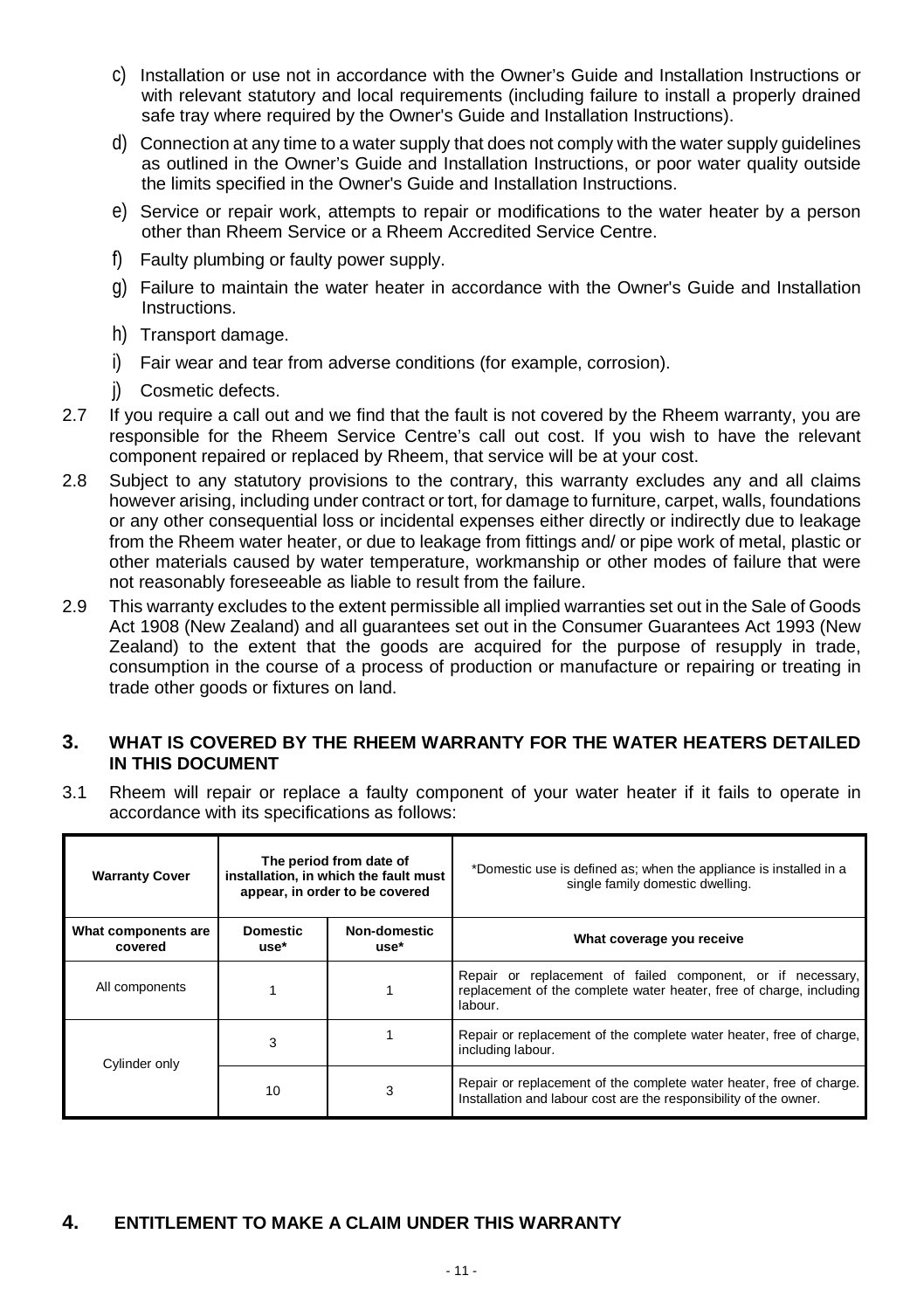c) Installation or use not in accordance with the Owner's Guide and Installation Instructions or with relevant statutory and local requirements (including failure to install a properly drained safe tray where required by the Owner's Guide and Installation Instructions).

d) Connection at any time to a water supply that does not comply with the water supply guidelines as outlined in the Owner's Guide and Installation Instructions, or poor water quality outside the limits specified in the Owner's Guide and Installation Instructions.

e) Service or repair work, attempts to repair or modifications to the water heater by a person other than Rheem Service or a Rheem Accredited Service Centre.

f) Faulty plumbing or faulty power supply.

g) Failure to maintain the water heater in accordance with the Owner's Guide and Installation Instructions.

h) Transport damage.

i) Fair wear and tear from adverse conditions (for example, corrosion).

j) Cosmetic defects.

2.7 If you require a call out and we find that the fault is not covered by the Rheem warranty, you are responsible for the Rheem Service Centre's call out cost. If you wish to have the relevant component repaired or replaced by Rheem, that service will be at your cost.

2.8 Subject to any statutory provisions to the contrary, this warranty excludes any and all claims however arising, including under contract or tort, for damage to furniture, carpet, walls, foundations or any other consequential loss or incidental expenses either directly or indirectly due to leakage from the Rheem water heater, or due to leakage from fittings and/ or pipe work of metal, plastic or other materials caused by water temperature, workmanship or other modes of failure that were not reasonably foreseeable as liable to result from the failure.

2.9 This warranty excludes to the extent permissible all implied warranties set out in the Sale of Goods Act 1908 (New Zealand) and all guarantees set out in the Consumer Guarantees Act 1993 (New Zealand) to the extent that the goods are acquired for the purpose of resupply in trade, consumption in the course of a process of production or manufacture or repairing or treating in trade other goods or fixtures on land.

## 3. WHAT IS COVERED BY THE RHEEM WARRANTY FOR THE WATER HEATERS DETAILED IN THIS DOCUMENT

3.1 Rheem will repair or replace a faulty component of your water heater if it fails to operate in accordance with its specifications as follows:

| Warranty Cover | The period from date of installation, in which the fault must appear, in order to be covered | | *Domestic use is defined as; when the appliance is installed in a single family domestic dwelling. |
|---|---|---|---|
| **What components are covered** | **Domestic use*** | **Non-domestic use*** | **What coverage you receive** |
| All components | 1 | 1 | Repair or replacement of failed component, or if necessary, replacement of the complete water heater, free of charge, including labour. |
| Cylinder only | 3 | 1 | Repair or replacement of the complete water heater, free of charge, including labour. |
| | 10 | 3 | Repair or replacement of the complete water heater, free of charge. Installation and labour cost are the responsibility of the owner. |

## 4. ENTITLEMENT TO MAKE A CLAIM UNDER THIS WARRANTY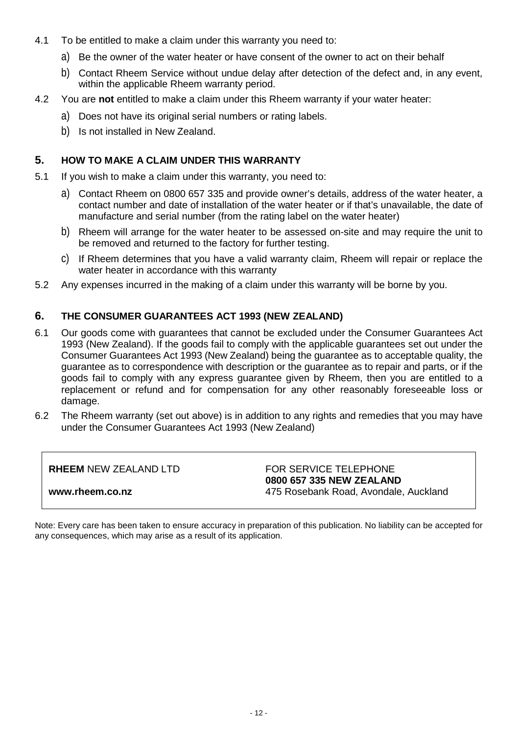4.1 To be entitled to make a claim under this warranty you need to:

   a) Be the owner of the water heater or have consent of the owner to act on their behalf

   b) Contact Rheem Service without undue delay after detection of the defect and, in any event, within the applicable Rheem warranty period.

4.2 You are **not** entitled to make a claim under this Rheem warranty if your water heater:

   a) Does not have its original serial numbers or rating labels.

   b) Is not installed in New Zealand.

## 5. HOW TO MAKE A CLAIM UNDER THIS WARRANTY

5.1 If you wish to make a claim under this warranty, you need to:

   a) Contact Rheem on 0800 657 335 and provide owner's details, address of the water heater, a contact number and date of installation of the water heater or if that's unavailable, the date of manufacture and serial number (from the rating label on the water heater)

   b) Rheem will arrange for the water heater to be assessed on-site and may require the unit to be removed and returned to the factory for further testing.

   c) If Rheem determines that you have a valid warranty claim, Rheem will repair or replace the water heater in accordance with this warranty

5.2 Any expenses incurred in the making of a claim under this warranty will be borne by you.

## 6. THE CONSUMER GUARANTEES ACT 1993 (NEW ZEALAND)

6.1 Our goods come with guarantees that cannot be excluded under the Consumer Guarantees Act 1993 (New Zealand). If the goods fail to comply with the applicable guarantees set out under the Consumer Guarantees Act 1993 (New Zealand) being the guarantee as to acceptable quality, the guarantee as to correspondence with description or the guarantee as to repair and parts, or if the goods fail to comply with any express guarantee given by Rheem, then you are entitled to a replacement or refund and for compensation for any other reasonably foreseeable loss or damage.

6.2 The Rheem warranty (set out above) is in addition to any rights and remedies that you may have under the Consumer Guarantees Act 1993 (New Zealand)

**RHEEM** NEW ZEALAND LTD

**www.rheem.co.nz**

FOR SERVICE TELEPHONE
**0800 657 335 NEW ZEALAND**
475 Rosebank Road, Avondale, Auckland

Note: Every care has been taken to ensure accuracy in preparation of this publication. No liability can be accepted for any consequences, which may arise as a result of its application.